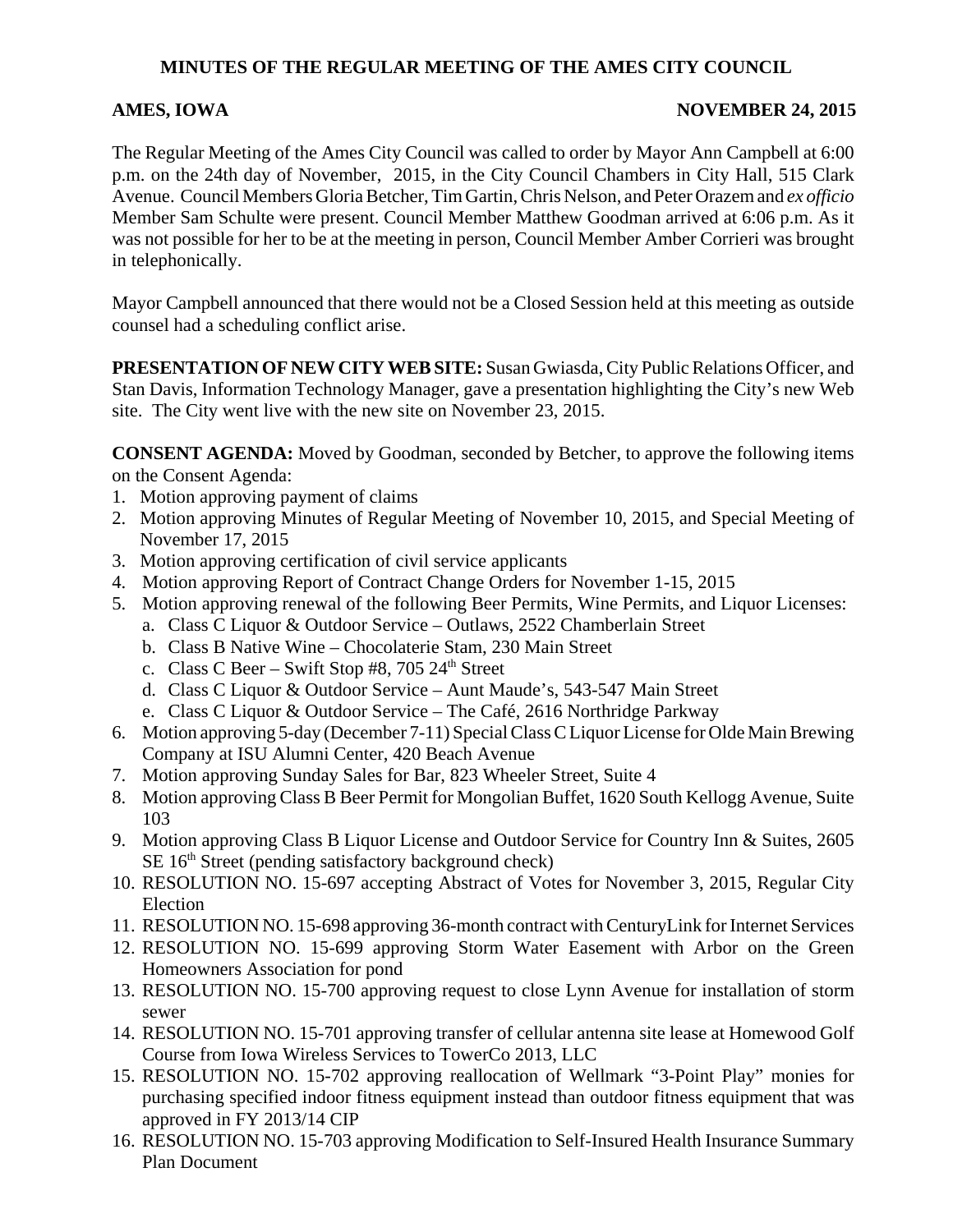# MINUTES OF THE REGULAR MEETING OF THE AMES CITY COUNCIL

**AMES, IOWA** **NOVEMBER 24, 2015**

The Regular Meeting of the Ames City Council was called to order by Mayor Ann Campbell at 6:00 p.m. on the 24th day of November, 2015, in the City Council Chambers in City Hall, 515 Clark Avenue. Council Members Gloria Betcher, Tim Gartin, Chris Nelson, and Peter Orazem and *ex officio* Member Sam Schulte were present. Council Member Matthew Goodman arrived at 6:06 p.m. As it was not possible for her to be at the meeting in person, Council Member Amber Corrieri was brought in telephonically.

Mayor Campbell announced that there would not be a Closed Session held at this meeting as outside counsel had a scheduling conflict arise.

**PRESENTATION OF NEW CITY WEB SITE:** Susan Gwiasda, City Public Relations Officer, and Stan Davis, Information Technology Manager, gave a presentation highlighting the City's new Web site. The City went live with the new site on November 23, 2015.

**CONSENT AGENDA:** Moved by Goodman, seconded by Betcher, to approve the following items on the Consent Agenda:

1. Motion approving payment of claims
2. Motion approving Minutes of Regular Meeting of November 10, 2015, and Special Meeting of November 17, 2015
3. Motion approving certification of civil service applicants
4. Motion approving Report of Contract Change Orders for November 1-15, 2015
5. Motion approving renewal of the following Beer Permits, Wine Permits, and Liquor Licenses:
   a. Class C Liquor & Outdoor Service – Outlaws, 2522 Chamberlain Street
   b. Class B Native Wine – Chocolaterie Stam, 230 Main Street
   c. Class C Beer – Swift Stop #8, 705 24th Street
   d. Class C Liquor & Outdoor Service – Aunt Maude's, 543-547 Main Street
   e. Class C Liquor & Outdoor Service – The Café, 2616 Northridge Parkway
6. Motion approving 5-day (December 7-11) Special Class C Liquor License for Olde Main Brewing Company at ISU Alumni Center, 420 Beach Avenue
7. Motion approving Sunday Sales for Bar, 823 Wheeler Street, Suite 4
8. Motion approving Class B Beer Permit for Mongolian Buffet, 1620 South Kellogg Avenue, Suite 103
9. Motion approving Class B Liquor License and Outdoor Service for Country Inn & Suites, 2605 SE 16th Street (pending satisfactory background check)
10. RESOLUTION NO. 15-697 accepting Abstract of Votes for November 3, 2015, Regular City Election
11. RESOLUTION NO. 15-698 approving 36-month contract with CenturyLink for Internet Services
12. RESOLUTION NO. 15-699 approving Storm Water Easement with Arbor on the Green Homeowners Association for pond
13. RESOLUTION NO. 15-700 approving request to close Lynn Avenue for installation of storm sewer
14. RESOLUTION NO. 15-701 approving transfer of cellular antenna site lease at Homewood Golf Course from Iowa Wireless Services to TowerCo 2013, LLC
15. RESOLUTION NO. 15-702 approving reallocation of Wellmark "3-Point Play" monies for purchasing specified indoor fitness equipment instead than outdoor fitness equipment that was approved in FY 2013/14 CIP
16. RESOLUTION NO. 15-703 approving Modification to Self-Insured Health Insurance Summary Plan Document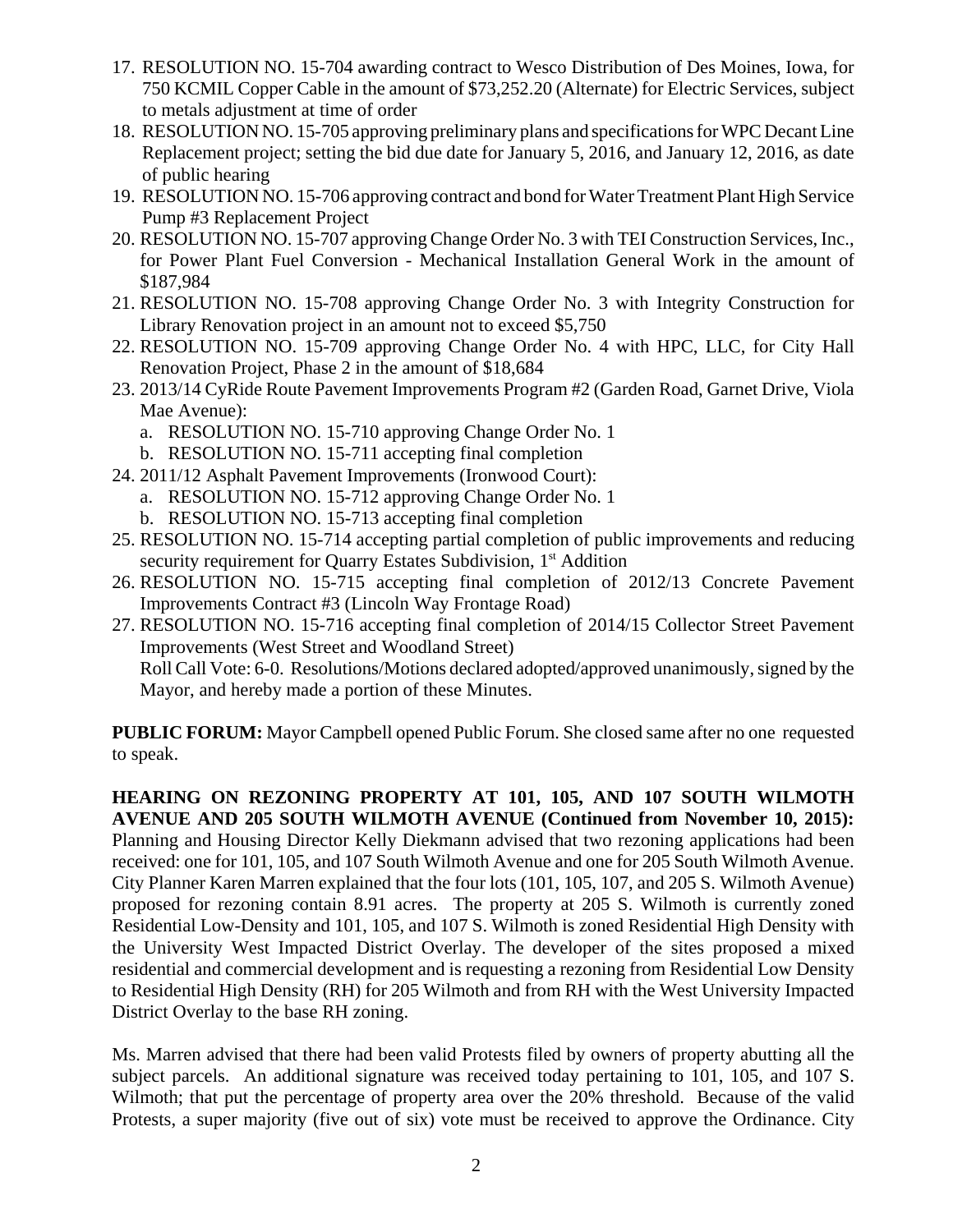17. RESOLUTION NO. 15-704 awarding contract to Wesco Distribution of Des Moines, Iowa, for 750 KCMIL Copper Cable in the amount of $73,252.20 (Alternate) for Electric Services, subject to metals adjustment at time of order
18. RESOLUTION NO. 15-705 approving preliminary plans and specifications for WPC Decant Line Replacement project; setting the bid due date for January 5, 2016, and January 12, 2016, as date of public hearing
19. RESOLUTION NO. 15-706 approving contract and bond for Water Treatment Plant High Service Pump #3 Replacement Project
20. RESOLUTION NO. 15-707 approving Change Order No. 3 with TEI Construction Services, Inc., for Power Plant Fuel Conversion - Mechanical Installation General Work in the amount of $187,984
21. RESOLUTION NO. 15-708 approving Change Order No. 3 with Integrity Construction for Library Renovation project in an amount not to exceed $5,750
22. RESOLUTION NO. 15-709 approving Change Order No. 4 with HPC, LLC, for City Hall Renovation Project, Phase 2 in the amount of $18,684
23. 2013/14 CyRide Route Pavement Improvements Program #2 (Garden Road, Garnet Drive, Viola Mae Avenue):
    a. RESOLUTION NO. 15-710 approving Change Order No. 1
    b. RESOLUTION NO. 15-711 accepting final completion
24. 2011/12 Asphalt Pavement Improvements (Ironwood Court):
    a. RESOLUTION NO. 15-712 approving Change Order No. 1
    b. RESOLUTION NO. 15-713 accepting final completion
25. RESOLUTION NO. 15-714 accepting partial completion of public improvements and reducing security requirement for Quarry Estates Subdivision, 1st Addition
26. RESOLUTION NO. 15-715 accepting final completion of 2012/13 Concrete Pavement Improvements Contract #3 (Lincoln Way Frontage Road)
27. RESOLUTION NO. 15-716 accepting final completion of 2014/15 Collector Street Pavement Improvements (West Street and Woodland Street)

    Roll Call Vote: 6-0. Resolutions/Motions declared adopted/approved unanimously, signed by the Mayor, and hereby made a portion of these Minutes.

**PUBLIC FORUM:** Mayor Campbell opened Public Forum. She closed same after no one requested to speak.

**HEARING ON REZONING PROPERTY AT 101, 105, AND 107 SOUTH WILMOTH AVENUE AND 205 SOUTH WILMOTH AVENUE (Continued from November 10, 2015):** Planning and Housing Director Kelly Diekmann advised that two rezoning applications had been received: one for 101, 105, and 107 South Wilmoth Avenue and one for 205 South Wilmoth Avenue. City Planner Karen Marren explained that the four lots (101, 105, 107, and 205 S. Wilmoth Avenue) proposed for rezoning contain 8.91 acres. The property at 205 S. Wilmoth is currently zoned Residential Low-Density and 101, 105, and 107 S. Wilmoth is zoned Residential High Density with the University West Impacted District Overlay. The developer of the sites proposed a mixed residential and commercial development and is requesting a rezoning from Residential Low Density to Residential High Density (RH) for 205 Wilmoth and from RH with the West University Impacted District Overlay to the base RH zoning.

Ms. Marren advised that there had been valid Protests filed by owners of property abutting all the subject parcels. An additional signature was received today pertaining to 101, 105, and 107 S. Wilmoth; that put the percentage of property area over the 20% threshold. Because of the valid Protests, a super majority (five out of six) vote must be received to approve the Ordinance. City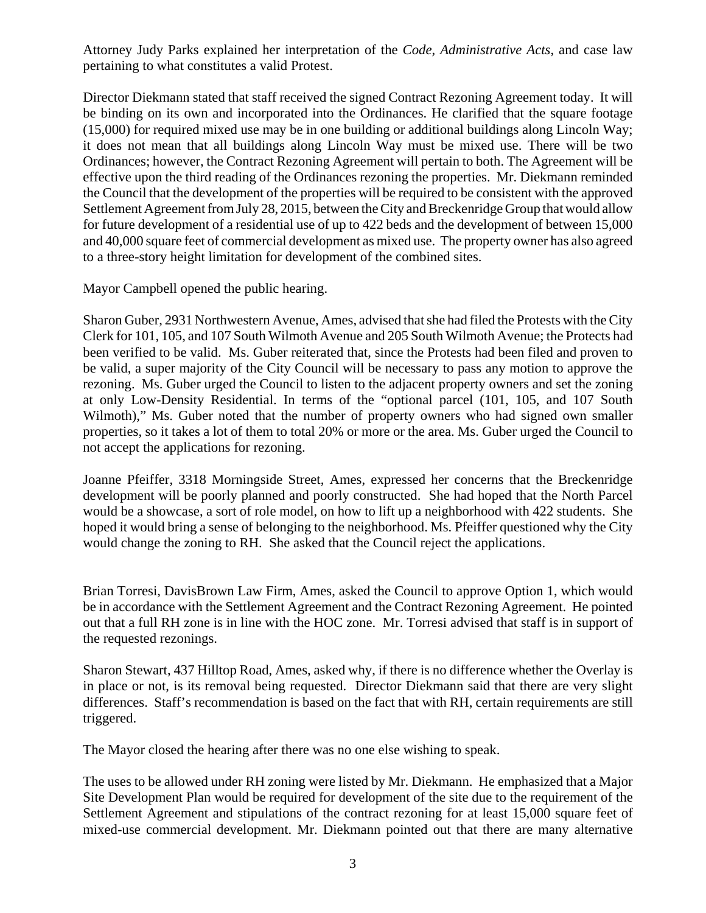Attorney Judy Parks explained her interpretation of the *Code*, *Administrative Acts*, and case law pertaining to what constitutes a valid Protest.

Director Diekmann stated that staff received the signed Contract Rezoning Agreement today. It will be binding on its own and incorporated into the Ordinances. He clarified that the square footage (15,000) for required mixed use may be in one building or additional buildings along Lincoln Way; it does not mean that all buildings along Lincoln Way must be mixed use. There will be two Ordinances; however, the Contract Rezoning Agreement will pertain to both. The Agreement will be effective upon the third reading of the Ordinances rezoning the properties. Mr. Diekmann reminded the Council that the development of the properties will be required to be consistent with the approved Settlement Agreement from July 28, 2015, between the City and Breckenridge Group that would allow for future development of a residential use of up to 422 beds and the development of between 15,000 and 40,000 square feet of commercial development as mixed use. The property owner has also agreed to a three-story height limitation for development of the combined sites.

Mayor Campbell opened the public hearing.

Sharon Guber, 2931 Northwestern Avenue, Ames, advised that she had filed the Protests with the City Clerk for 101, 105, and 107 South Wilmoth Avenue and 205 South Wilmoth Avenue; the Protects had been verified to be valid. Ms. Guber reiterated that, since the Protests had been filed and proven to be valid, a super majority of the City Council will be necessary to pass any motion to approve the rezoning. Ms. Guber urged the Council to listen to the adjacent property owners and set the zoning at only Low-Density Residential. In terms of the "optional parcel (101, 105, and 107 South Wilmoth)," Ms. Guber noted that the number of property owners who had signed own smaller properties, so it takes a lot of them to total 20% or more or the area. Ms. Guber urged the Council to not accept the applications for rezoning.

Joanne Pfeiffer, 3318 Morningside Street, Ames, expressed her concerns that the Breckenridge development will be poorly planned and poorly constructed. She had hoped that the North Parcel would be a showcase, a sort of role model, on how to lift up a neighborhood with 422 students. She hoped it would bring a sense of belonging to the neighborhood. Ms. Pfeiffer questioned why the City would change the zoning to RH. She asked that the Council reject the applications.

Brian Torresi, DavisBrown Law Firm, Ames, asked the Council to approve Option 1, which would be in accordance with the Settlement Agreement and the Contract Rezoning Agreement. He pointed out that a full RH zone is in line with the HOC zone. Mr. Torresi advised that staff is in support of the requested rezonings.

Sharon Stewart, 437 Hilltop Road, Ames, asked why, if there is no difference whether the Overlay is in place or not, is its removal being requested. Director Diekmann said that there are very slight differences. Staff's recommendation is based on the fact that with RH, certain requirements are still triggered.

The Mayor closed the hearing after there was no one else wishing to speak.

The uses to be allowed under RH zoning were listed by Mr. Diekmann. He emphasized that a Major Site Development Plan would be required for development of the site due to the requirement of the Settlement Agreement and stipulations of the contract rezoning for at least 15,000 square feet of mixed-use commercial development. Mr. Diekmann pointed out that there are many alternative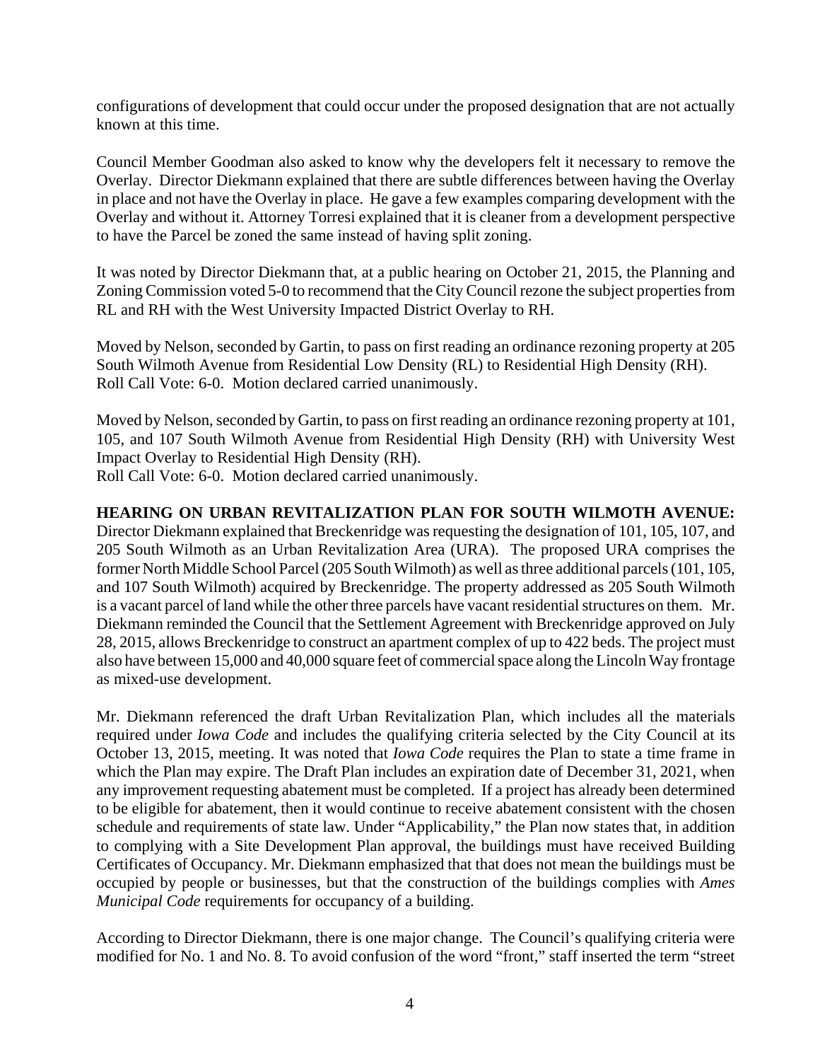configurations of development that could occur under the proposed designation that are not actually known at this time.

Council Member Goodman also asked to know why the developers felt it necessary to remove the Overlay. Director Diekmann explained that there are subtle differences between having the Overlay in place and not have the Overlay in place. He gave a few examples comparing development with the Overlay and without it. Attorney Torresi explained that it is cleaner from a development perspective to have the Parcel be zoned the same instead of having split zoning.

It was noted by Director Diekmann that, at a public hearing on October 21, 2015, the Planning and Zoning Commission voted 5-0 to recommend that the City Council rezone the subject properties from RL and RH with the West University Impacted District Overlay to RH.

Moved by Nelson, seconded by Gartin, to pass on first reading an ordinance rezoning property at 205 South Wilmoth Avenue from Residential Low Density (RL) to Residential High Density (RH).
Roll Call Vote: 6-0. Motion declared carried unanimously.

Moved by Nelson, seconded by Gartin, to pass on first reading an ordinance rezoning property at 101, 105, and 107 South Wilmoth Avenue from Residential High Density (RH) with University West Impact Overlay to Residential High Density (RH).
Roll Call Vote: 6-0. Motion declared carried unanimously.

**HEARING ON URBAN REVITALIZATION PLAN FOR SOUTH WILMOTH AVENUE:** Director Diekmann explained that Breckenridge was requesting the designation of 101, 105, 107, and 205 South Wilmoth as an Urban Revitalization Area (URA). The proposed URA comprises the former North Middle School Parcel (205 South Wilmoth) as well as three additional parcels (101, 105, and 107 South Wilmoth) acquired by Breckenridge. The property addressed as 205 South Wilmoth is a vacant parcel of land while the other three parcels have vacant residential structures on them. Mr. Diekmann reminded the Council that the Settlement Agreement with Breckenridge approved on July 28, 2015, allows Breckenridge to construct an apartment complex of up to 422 beds. The project must also have between 15,000 and 40,000 square feet of commercial space along the Lincoln Way frontage as mixed-use development.

Mr. Diekmann referenced the draft Urban Revitalization Plan, which includes all the materials required under *Iowa Code* and includes the qualifying criteria selected by the City Council at its October 13, 2015, meeting. It was noted that *Iowa Code* requires the Plan to state a time frame in which the Plan may expire. The Draft Plan includes an expiration date of December 31, 2021, when any improvement requesting abatement must be completed. If a project has already been determined to be eligible for abatement, then it would continue to receive abatement consistent with the chosen schedule and requirements of state law. Under "Applicability," the Plan now states that, in addition to complying with a Site Development Plan approval, the buildings must have received Building Certificates of Occupancy. Mr. Diekmann emphasized that that does not mean the buildings must be occupied by people or businesses, but that the construction of the buildings complies with *Ames Municipal Code* requirements for occupancy of a building.

According to Director Diekmann, there is one major change. The Council's qualifying criteria were modified for No. 1 and No. 8. To avoid confusion of the word "front," staff inserted the term "street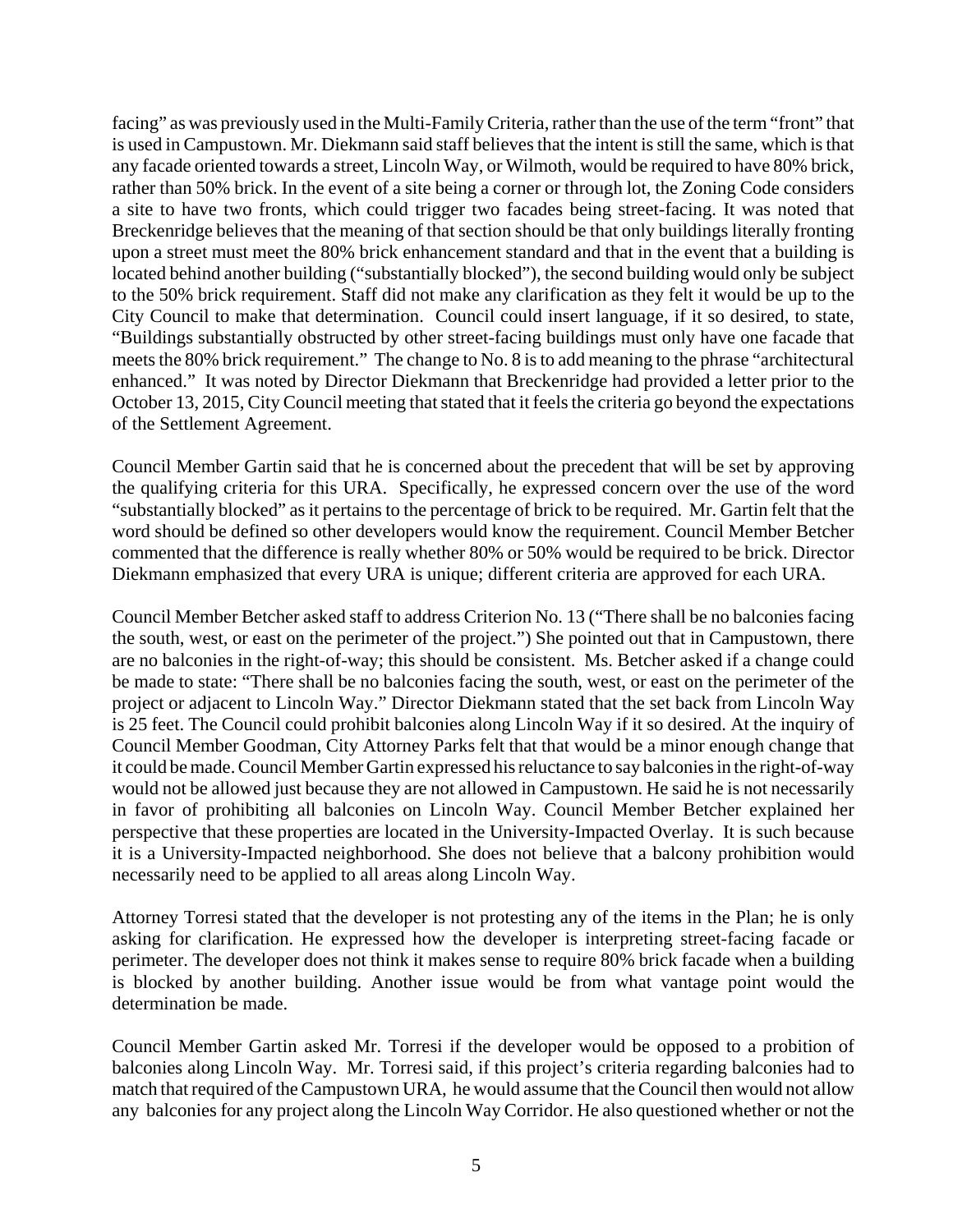facing" as was previously used in the Multi-Family Criteria, rather than the use of the term "front" that is used in Campustown. Mr. Diekmann said staff believes that the intent is still the same, which is that any facade oriented towards a street, Lincoln Way, or Wilmoth, would be required to have 80% brick, rather than 50% brick. In the event of a site being a corner or through lot, the Zoning Code considers a site to have two fronts, which could trigger two facades being street-facing. It was noted that Breckenridge believes that the meaning of that section should be that only buildings literally fronting upon a street must meet the 80% brick enhancement standard and that in the event that a building is located behind another building ("substantially blocked"), the second building would only be subject to the 50% brick requirement. Staff did not make any clarification as they felt it would be up to the City Council to make that determination. Council could insert language, if it so desired, to state, "Buildings substantially obstructed by other street-facing buildings must only have one facade that meets the 80% brick requirement." The change to No. 8 is to add meaning to the phrase "architectural enhanced." It was noted by Director Diekmann that Breckenridge had provided a letter prior to the October 13, 2015, City Council meeting that stated that it feels the criteria go beyond the expectations of the Settlement Agreement.

Council Member Gartin said that he is concerned about the precedent that will be set by approving the qualifying criteria for this URA. Specifically, he expressed concern over the use of the word "substantially blocked" as it pertains to the percentage of brick to be required. Mr. Gartin felt that the word should be defined so other developers would know the requirement. Council Member Betcher commented that the difference is really whether 80% or 50% would be required to be brick. Director Diekmann emphasized that every URA is unique; different criteria are approved for each URA.

Council Member Betcher asked staff to address Criterion No. 13 ("There shall be no balconies facing the south, west, or east on the perimeter of the project.") She pointed out that in Campustown, there are no balconies in the right-of-way; this should be consistent. Ms. Betcher asked if a change could be made to state: "There shall be no balconies facing the south, west, or east on the perimeter of the project or adjacent to Lincoln Way." Director Diekmann stated that the set back from Lincoln Way is 25 feet. The Council could prohibit balconies along Lincoln Way if it so desired. At the inquiry of Council Member Goodman, City Attorney Parks felt that that would be a minor enough change that it could be made. Council Member Gartin expressed his reluctance to say balconies in the right-of-way would not be allowed just because they are not allowed in Campustown. He said he is not necessarily in favor of prohibiting all balconies on Lincoln Way. Council Member Betcher explained her perspective that these properties are located in the University-Impacted Overlay. It is such because it is a University-Impacted neighborhood. She does not believe that a balcony prohibition would necessarily need to be applied to all areas along Lincoln Way.

Attorney Torresi stated that the developer is not protesting any of the items in the Plan; he is only asking for clarification. He expressed how the developer is interpreting street-facing facade or perimeter. The developer does not think it makes sense to require 80% brick facade when a building is blocked by another building. Another issue would be from what vantage point would the determination be made.

Council Member Gartin asked Mr. Torresi if the developer would be opposed to a probition of balconies along Lincoln Way. Mr. Torresi said, if this project's criteria regarding balconies had to match that required of the Campustown URA, he would assume that the Council then would not allow any balconies for any project along the Lincoln Way Corridor. He also questioned whether or not the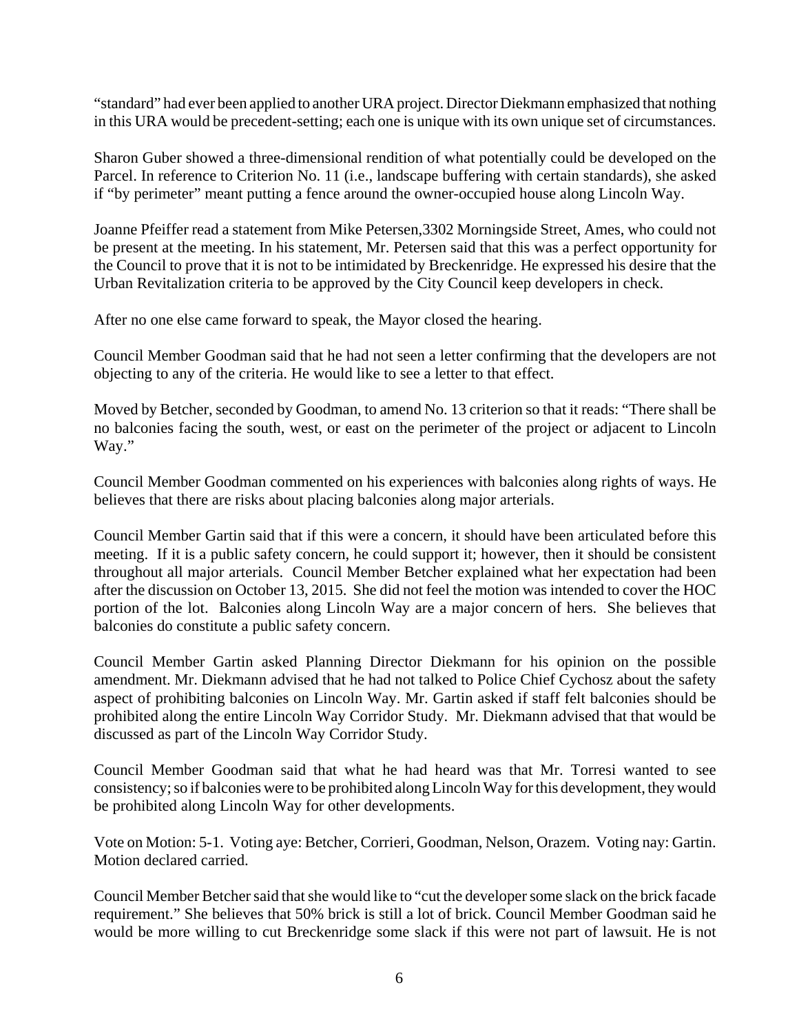"standard" had ever been applied to another URA project. Director Diekmann emphasized that nothing in this URA would be precedent-setting; each one is unique with its own unique set of circumstances.

Sharon Guber showed a three-dimensional rendition of what potentially could be developed on the Parcel. In reference to Criterion No. 11 (i.e., landscape buffering with certain standards), she asked if "by perimeter" meant putting a fence around the owner-occupied house along Lincoln Way.

Joanne Pfeiffer read a statement from Mike Petersen,3302 Morningside Street, Ames, who could not be present at the meeting. In his statement, Mr. Petersen said that this was a perfect opportunity for the Council to prove that it is not to be intimidated by Breckenridge. He expressed his desire that the Urban Revitalization criteria to be approved by the City Council keep developers in check.

After no one else came forward to speak, the Mayor closed the hearing.

Council Member Goodman said that he had not seen a letter confirming that the developers are not objecting to any of the criteria. He would like to see a letter to that effect.

Moved by Betcher, seconded by Goodman, to amend No. 13 criterion so that it reads: "There shall be no balconies facing the south, west, or east on the perimeter of the project or adjacent to Lincoln Way."

Council Member Goodman commented on his experiences with balconies along rights of ways. He believes that there are risks about placing balconies along major arterials.

Council Member Gartin said that if this were a concern, it should have been articulated before this meeting. If it is a public safety concern, he could support it; however, then it should be consistent throughout all major arterials. Council Member Betcher explained what her expectation had been after the discussion on October 13, 2015. She did not feel the motion was intended to cover the HOC portion of the lot. Balconies along Lincoln Way are a major concern of hers. She believes that balconies do constitute a public safety concern.

Council Member Gartin asked Planning Director Diekmann for his opinion on the possible amendment. Mr. Diekmann advised that he had not talked to Police Chief Cychosz about the safety aspect of prohibiting balconies on Lincoln Way. Mr. Gartin asked if staff felt balconies should be prohibited along the entire Lincoln Way Corridor Study. Mr. Diekmann advised that that would be discussed as part of the Lincoln Way Corridor Study.

Council Member Goodman said that what he had heard was that Mr. Torresi wanted to see consistency; so if balconies were to be prohibited along Lincoln Way for this development, they would be prohibited along Lincoln Way for other developments.

Vote on Motion: 5-1. Voting aye: Betcher, Corrieri, Goodman, Nelson, Orazem. Voting nay: Gartin. Motion declared carried.

Council Member Betcher said that she would like to "cut the developer some slack on the brick facade requirement." She believes that 50% brick is still a lot of brick. Council Member Goodman said he would be more willing to cut Breckenridge some slack if this were not part of lawsuit. He is not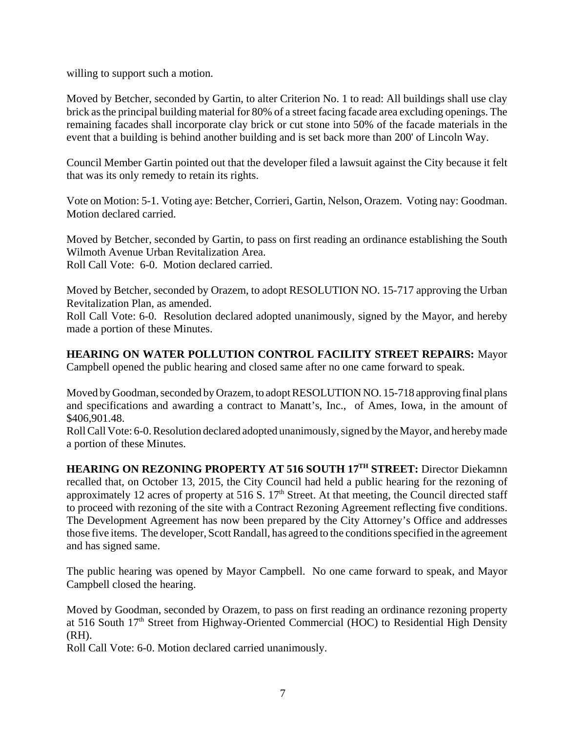willing to support such a motion.

Moved by Betcher, seconded by Gartin, to alter Criterion No. 1 to read: All buildings shall use clay brick as the principal building material for 80% of a street facing facade area excluding openings. The remaining facades shall incorporate clay brick or cut stone into 50% of the facade materials in the event that a building is behind another building and is set back more than 200' of Lincoln Way.

Council Member Gartin pointed out that the developer filed a lawsuit against the City because it felt that was its only remedy to retain its rights.

Vote on Motion: 5-1. Voting aye: Betcher, Corrieri, Gartin, Nelson, Orazem. Voting nay: Goodman. Motion declared carried.

Moved by Betcher, seconded by Gartin, to pass on first reading an ordinance establishing the South Wilmoth Avenue Urban Revitalization Area.
Roll Call Vote: 6-0. Motion declared carried.

Moved by Betcher, seconded by Orazem, to adopt RESOLUTION NO. 15-717 approving the Urban Revitalization Plan, as amended.
Roll Call Vote: 6-0. Resolution declared adopted unanimously, signed by the Mayor, and hereby made a portion of these Minutes.

**HEARING ON WATER POLLUTION CONTROL FACILITY STREET REPAIRS:** Mayor Campbell opened the public hearing and closed same after no one came forward to speak.

Moved by Goodman, seconded by Orazem, to adopt RESOLUTION NO. 15-718 approving final plans and specifications and awarding a contract to Manatt's, Inc., of Ames, Iowa, in the amount of $406,901.48.
Roll Call Vote: 6-0. Resolution declared adopted unanimously, signed by the Mayor, and hereby made a portion of these Minutes.

**HEARING ON REZONING PROPERTY AT 516 SOUTH 17TH STREET:** Director Diekamnn recalled that, on October 13, 2015, the City Council had held a public hearing for the rezoning of approximately 12 acres of property at 516 S. 17th Street. At that meeting, the Council directed staff to proceed with rezoning of the site with a Contract Rezoning Agreement reflecting five conditions. The Development Agreement has now been prepared by the City Attorney's Office and addresses those five items. The developer, Scott Randall, has agreed to the conditions specified in the agreement and has signed same.

The public hearing was opened by Mayor Campbell. No one came forward to speak, and Mayor Campbell closed the hearing.

Moved by Goodman, seconded by Orazem, to pass on first reading an ordinance rezoning property at 516 South 17th Street from Highway-Oriented Commercial (HOC) to Residential High Density (RH).
Roll Call Vote: 6-0. Motion declared carried unanimously.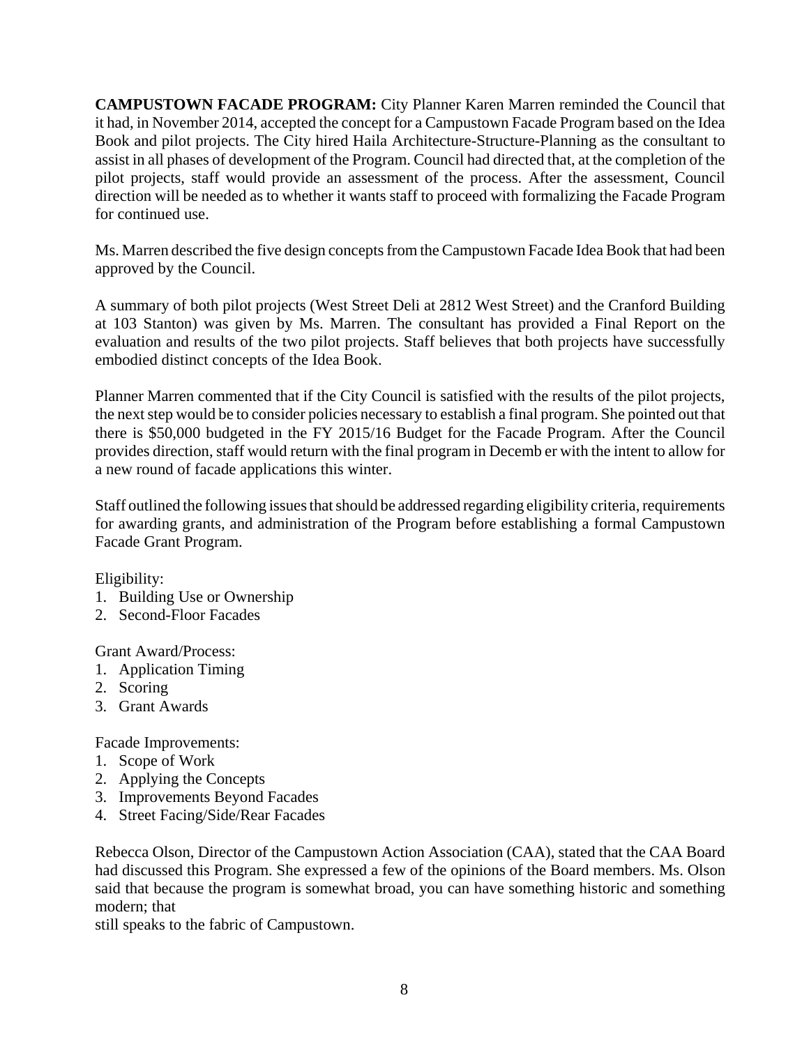**CAMPUSTOWN FACADE PROGRAM:** City Planner Karen Marren reminded the Council that it had, in November 2014, accepted the concept for a Campustown Facade Program based on the Idea Book and pilot projects. The City hired Haila Architecture-Structure-Planning as the consultant to assist in all phases of development of the Program. Council had directed that, at the completion of the pilot projects, staff would provide an assessment of the process. After the assessment, Council direction will be needed as to whether it wants staff to proceed with formalizing the Facade Program for continued use.

Ms. Marren described the five design concepts from the Campustown Facade Idea Book that had been approved by the Council.

A summary of both pilot projects (West Street Deli at 2812 West Street) and the Cranford Building at 103 Stanton) was given by Ms. Marren. The consultant has provided a Final Report on the evaluation and results of the two pilot projects. Staff believes that both projects have successfully embodied distinct concepts of the Idea Book.

Planner Marren commented that if the City Council is satisfied with the results of the pilot projects, the next step would be to consider policies necessary to establish a final program. She pointed out that there is $50,000 budgeted in the FY 2015/16 Budget for the Facade Program. After the Council provides direction, staff would return with the final program in Decemb er with the intent to allow for a new round of facade applications this winter.

Staff outlined the following issues that should be addressed regarding eligibility criteria, requirements for awarding grants, and administration of the Program before establishing a formal Campustown Facade Grant Program.

Eligibility:
1. Building Use or Ownership
2. Second-Floor Facades

Grant Award/Process:
1. Application Timing
2. Scoring
3. Grant Awards

Facade Improvements:
1. Scope of Work
2. Applying the Concepts
3. Improvements Beyond Facades
4. Street Facing/Side/Rear Facades

Rebecca Olson, Director of the Campustown Action Association (CAA), stated that the CAA Board had discussed this Program. She expressed a few of the opinions of the Board members. Ms. Olson said that because the program is somewhat broad, you can have something historic and something modern; that
still speaks to the fabric of Campustown.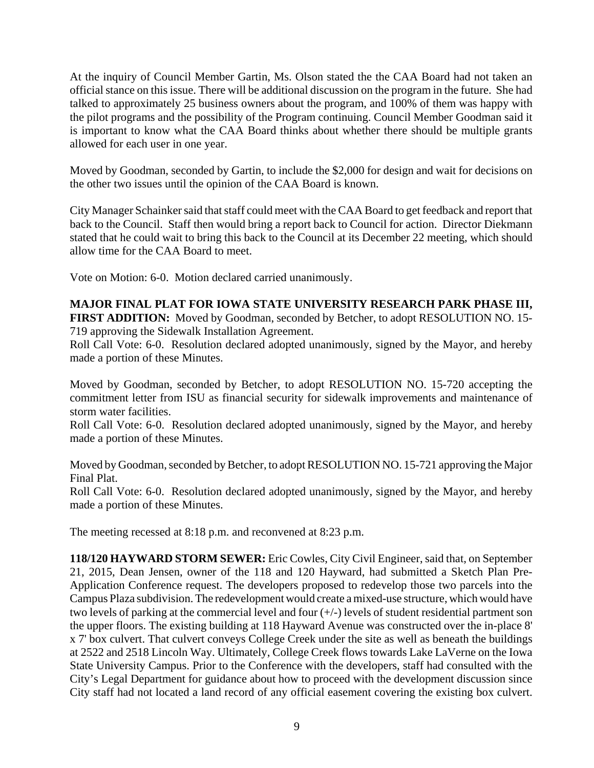At the inquiry of Council Member Gartin, Ms. Olson stated the the CAA Board had not taken an official stance on this issue. There will be additional discussion on the program in the future. She had talked to approximately 25 business owners about the program, and 100% of them was happy with the pilot programs and the possibility of the Program continuing. Council Member Goodman said it is important to know what the CAA Board thinks about whether there should be multiple grants allowed for each user in one year.

Moved by Goodman, seconded by Gartin, to include the $2,000 for design and wait for decisions on the other two issues until the opinion of the CAA Board is known.

City Manager Schainker said that staff could meet with the CAA Board to get feedback and report that back to the Council. Staff then would bring a report back to Council for action. Director Diekmann stated that he could wait to bring this back to the Council at its December 22 meeting, which should allow time for the CAA Board to meet.

Vote on Motion: 6-0. Motion declared carried unanimously.

**MAJOR FINAL PLAT FOR IOWA STATE UNIVERSITY RESEARCH PARK PHASE III, FIRST ADDITION:** Moved by Goodman, seconded by Betcher, to adopt RESOLUTION NO. 15-719 approving the Sidewalk Installation Agreement.
Roll Call Vote: 6-0. Resolution declared adopted unanimously, signed by the Mayor, and hereby made a portion of these Minutes.

Moved by Goodman, seconded by Betcher, to adopt RESOLUTION NO. 15-720 accepting the commitment letter from ISU as financial security for sidewalk improvements and maintenance of storm water facilities.
Roll Call Vote: 6-0. Resolution declared adopted unanimously, signed by the Mayor, and hereby made a portion of these Minutes.

Moved by Goodman, seconded by Betcher, to adopt RESOLUTION NO. 15-721 approving the Major Final Plat.
Roll Call Vote: 6-0. Resolution declared adopted unanimously, signed by the Mayor, and hereby made a portion of these Minutes.

The meeting recessed at 8:18 p.m. and reconvened at 8:23 p.m.

**118/120 HAYWARD STORM SEWER:** Eric Cowles, City Civil Engineer, said that, on September 21, 2015, Dean Jensen, owner of the 118 and 120 Hayward, had submitted a Sketch Plan Pre-Application Conference request. The developers proposed to redevelop those two parcels into the Campus Plaza subdivision. The redevelopment would create a mixed-use structure, which would have two levels of parking at the commercial level and four (+/-) levels of student residential partment son the upper floors. The existing building at 118 Hayward Avenue was constructed over the in-place 8' x 7' box culvert. That culvert conveys College Creek under the site as well as beneath the buildings at 2522 and 2518 Lincoln Way. Ultimately, College Creek flows towards Lake LaVerne on the Iowa State University Campus. Prior to the Conference with the developers, staff had consulted with the City's Legal Department for guidance about how to proceed with the development discussion since City staff had not located a land record of any official easement covering the existing box culvert.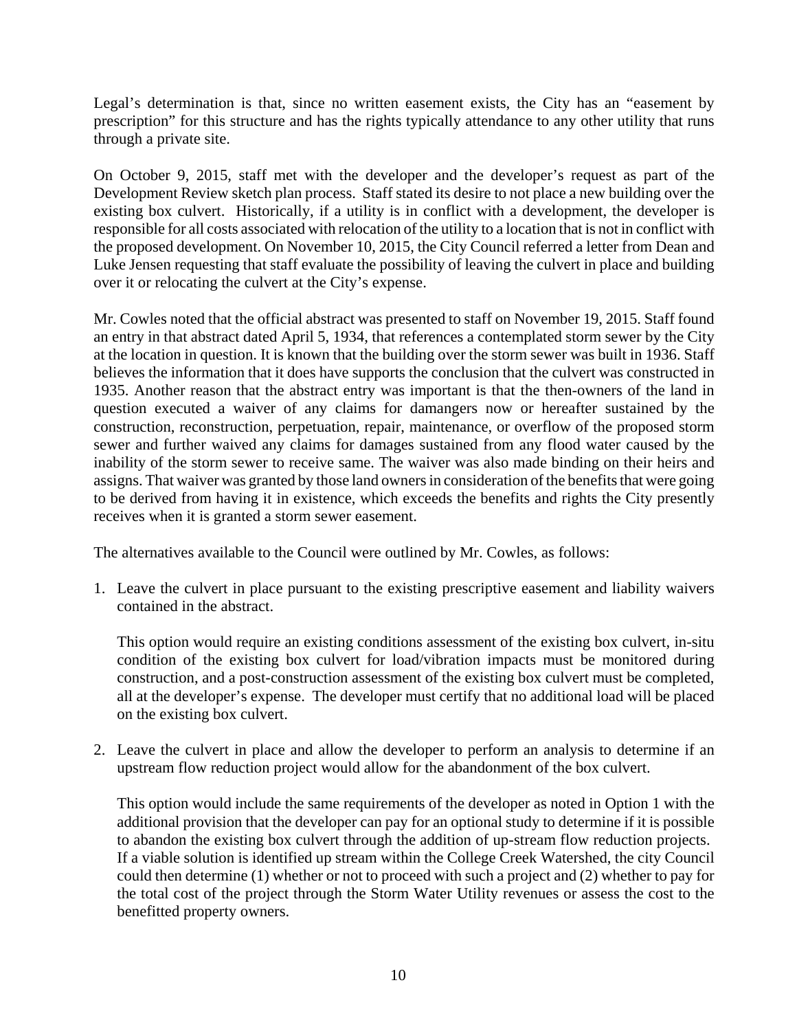Legal's determination is that, since no written easement exists, the City has an "easement by prescription" for this structure and has the rights typically attendance to any other utility that runs through a private site.

On October 9, 2015, staff met with the developer and the developer's request as part of the Development Review sketch plan process. Staff stated its desire to not place a new building over the existing box culvert. Historically, if a utility is in conflict with a development, the developer is responsible for all costs associated with relocation of the utility to a location that is not in conflict with the proposed development. On November 10, 2015, the City Council referred a letter from Dean and Luke Jensen requesting that staff evaluate the possibility of leaving the culvert in place and building over it or relocating the culvert at the City's expense.

Mr. Cowles noted that the official abstract was presented to staff on November 19, 2015. Staff found an entry in that abstract dated April 5, 1934, that references a contemplated storm sewer by the City at the location in question. It is known that the building over the storm sewer was built in 1936. Staff believes the information that it does have supports the conclusion that the culvert was constructed in 1935. Another reason that the abstract entry was important is that the then-owners of the land in question executed a waiver of any claims for damangers now or hereafter sustained by the construction, reconstruction, perpetuation, repair, maintenance, or overflow of the proposed storm sewer and further waived any claims for damages sustained from any flood water caused by the inability of the storm sewer to receive same. The waiver was also made binding on their heirs and assigns. That waiver was granted by those land owners in consideration of the benefits that were going to be derived from having it in existence, which exceeds the benefits and rights the City presently receives when it is granted a storm sewer easement.

The alternatives available to the Council were outlined by Mr. Cowles, as follows:

1. Leave the culvert in place pursuant to the existing prescriptive easement and liability waivers contained in the abstract.

   This option would require an existing conditions assessment of the existing box culvert, in-situ condition of the existing box culvert for load/vibration impacts must be monitored during construction, and a post-construction assessment of the existing box culvert must be completed, all at the developer's expense. The developer must certify that no additional load will be placed on the existing box culvert.

2. Leave the culvert in place and allow the developer to perform an analysis to determine if an upstream flow reduction project would allow for the abandonment of the box culvert.

   This option would include the same requirements of the developer as noted in Option 1 with the additional provision that the developer can pay for an optional study to determine if it is possible to abandon the existing box culvert through the addition of up-stream flow reduction projects. If a viable solution is identified up stream within the College Creek Watershed, the city Council could then determine (1) whether or not to proceed with such a project and (2) whether to pay for the total cost of the project through the Storm Water Utility revenues or assess the cost to the benefitted property owners.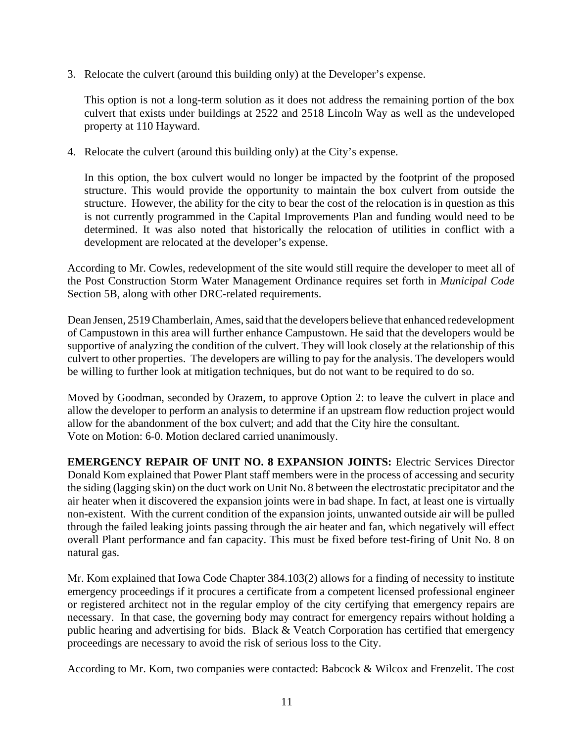3. Relocate the culvert (around this building only) at the Developer's expense.

   This option is not a long-term solution as it does not address the remaining portion of the box culvert that exists under buildings at 2522 and 2518 Lincoln Way as well as the undeveloped property at 110 Hayward.

4. Relocate the culvert (around this building only) at the City's expense.

   In this option, the box culvert would no longer be impacted by the footprint of the proposed structure. This would provide the opportunity to maintain the box culvert from outside the structure. However, the ability for the city to bear the cost of the relocation is in question as this is not currently programmed in the Capital Improvements Plan and funding would need to be determined. It was also noted that historically the relocation of utilities in conflict with a development are relocated at the developer's expense.

According to Mr. Cowles, redevelopment of the site would still require the developer to meet all of the Post Construction Storm Water Management Ordinance requires set forth in *Municipal Code* Section 5B, along with other DRC-related requirements.

Dean Jensen, 2519 Chamberlain, Ames, said that the developers believe that enhanced redevelopment of Campustown in this area will further enhance Campustown. He said that the developers would be supportive of analyzing the condition of the culvert. They will look closely at the relationship of this culvert to other properties. The developers are willing to pay for the analysis. The developers would be willing to further look at mitigation techniques, but do not want to be required to do so.

Moved by Goodman, seconded by Orazem, to approve Option 2: to leave the culvert in place and allow the developer to perform an analysis to determine if an upstream flow reduction project would allow for the abandonment of the box culvert; and add that the City hire the consultant.
Vote on Motion: 6-0. Motion declared carried unanimously.

**EMERGENCY REPAIR OF UNIT NO. 8 EXPANSION JOINTS:** Electric Services Director Donald Kom explained that Power Plant staff members were in the process of accessing and security the siding (lagging skin) on the duct work on Unit No. 8 between the electrostatic precipitator and the air heater when it discovered the expansion joints were in bad shape. In fact, at least one is virtually non-existent. With the current condition of the expansion joints, unwanted outside air will be pulled through the failed leaking joints passing through the air heater and fan, which negatively will effect overall Plant performance and fan capacity. This must be fixed before test-firing of Unit No. 8 on natural gas.

Mr. Kom explained that Iowa Code Chapter 384.103(2) allows for a finding of necessity to institute emergency proceedings if it procures a certificate from a competent licensed professional engineer or registered architect not in the regular employ of the city certifying that emergency repairs are necessary. In that case, the governing body may contract for emergency repairs without holding a public hearing and advertising for bids. Black & Veatch Corporation has certified that emergency proceedings are necessary to avoid the risk of serious loss to the City.

According to Mr. Kom, two companies were contacted: Babcock & Wilcox and Frenzelit. The cost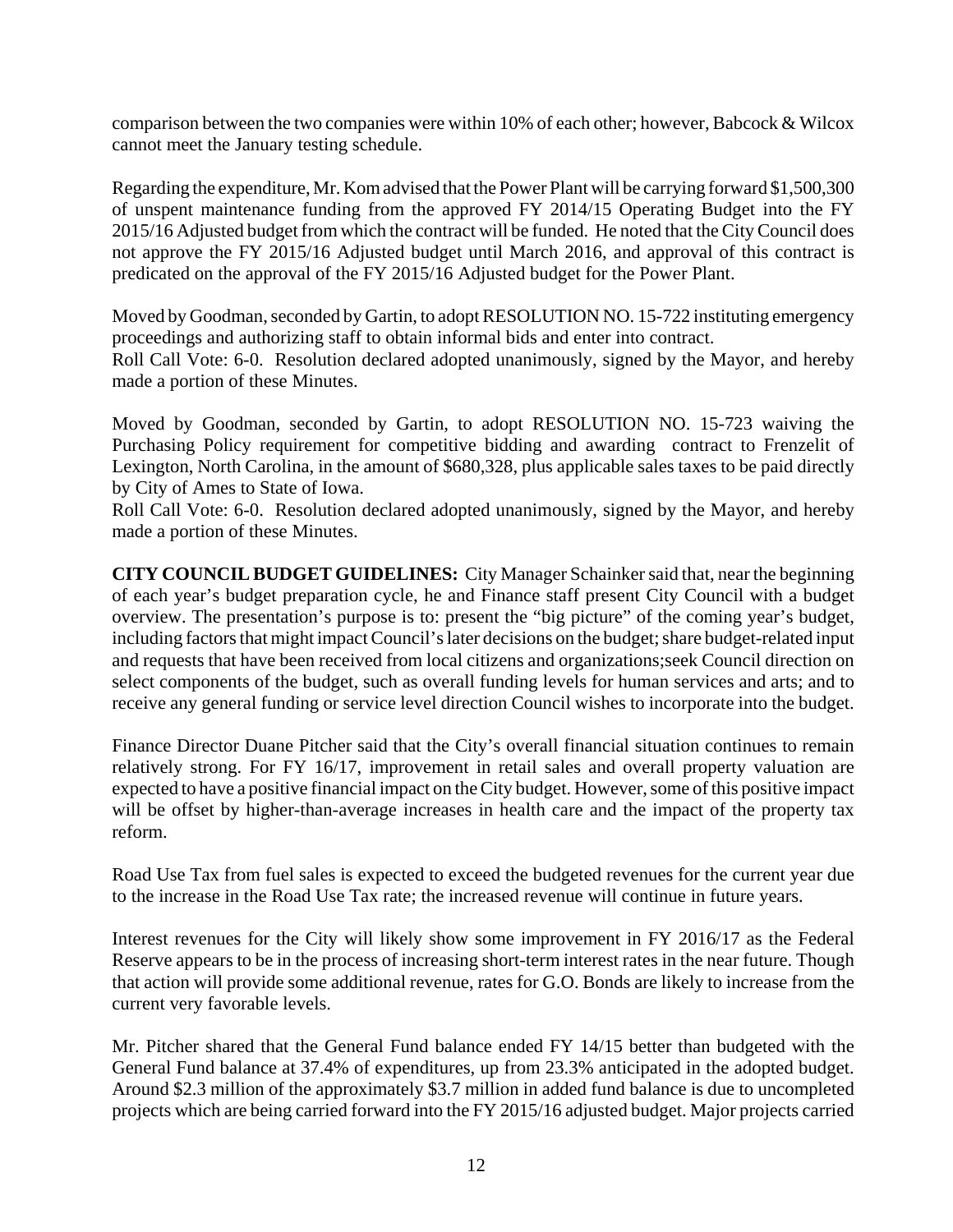comparison between the two companies were within 10% of each other; however, Babcock & Wilcox cannot meet the January testing schedule.

Regarding the expenditure, Mr. Kom advised that the Power Plant will be carrying forward $1,500,300 of unspent maintenance funding from the approved FY 2014/15 Operating Budget into the FY 2015/16 Adjusted budget from which the contract will be funded. He noted that the City Council does not approve the FY 2015/16 Adjusted budget until March 2016, and approval of this contract is predicated on the approval of the FY 2015/16 Adjusted budget for the Power Plant.

Moved by Goodman, seconded by Gartin, to adopt RESOLUTION NO. 15-722 instituting emergency proceedings and authorizing staff to obtain informal bids and enter into contract.
Roll Call Vote: 6-0. Resolution declared adopted unanimously, signed by the Mayor, and hereby made a portion of these Minutes.

Moved by Goodman, seconded by Gartin, to adopt RESOLUTION NO. 15-723 waiving the Purchasing Policy requirement for competitive bidding and awarding contract to Frenzelit of Lexington, North Carolina, in the amount of $680,328, plus applicable sales taxes to be paid directly by City of Ames to State of Iowa.
Roll Call Vote: 6-0. Resolution declared adopted unanimously, signed by the Mayor, and hereby made a portion of these Minutes.

**CITY COUNCIL BUDGET GUIDELINES:** City Manager Schainker said that, near the beginning of each year's budget preparation cycle, he and Finance staff present City Council with a budget overview. The presentation's purpose is to: present the "big picture" of the coming year's budget, including factors that might impact Council's later decisions on the budget; share budget-related input and requests that have been received from local citizens and organizations;seek Council direction on select components of the budget, such as overall funding levels for human services and arts; and to receive any general funding or service level direction Council wishes to incorporate into the budget.

Finance Director Duane Pitcher said that the City's overall financial situation continues to remain relatively strong. For FY 16/17, improvement in retail sales and overall property valuation are expected to have a positive financial impact on the City budget. However, some of this positive impact will be offset by higher-than-average increases in health care and the impact of the property tax reform.

Road Use Tax from fuel sales is expected to exceed the budgeted revenues for the current year due to the increase in the Road Use Tax rate; the increased revenue will continue in future years.

Interest revenues for the City will likely show some improvement in FY 2016/17 as the Federal Reserve appears to be in the process of increasing short-term interest rates in the near future. Though that action will provide some additional revenue, rates for G.O. Bonds are likely to increase from the current very favorable levels.

Mr. Pitcher shared that the General Fund balance ended FY 14/15 better than budgeted with the General Fund balance at 37.4% of expenditures, up from 23.3% anticipated in the adopted budget. Around $2.3 million of the approximately $3.7 million in added fund balance is due to uncompleted projects which are being carried forward into the FY 2015/16 adjusted budget. Major projects carried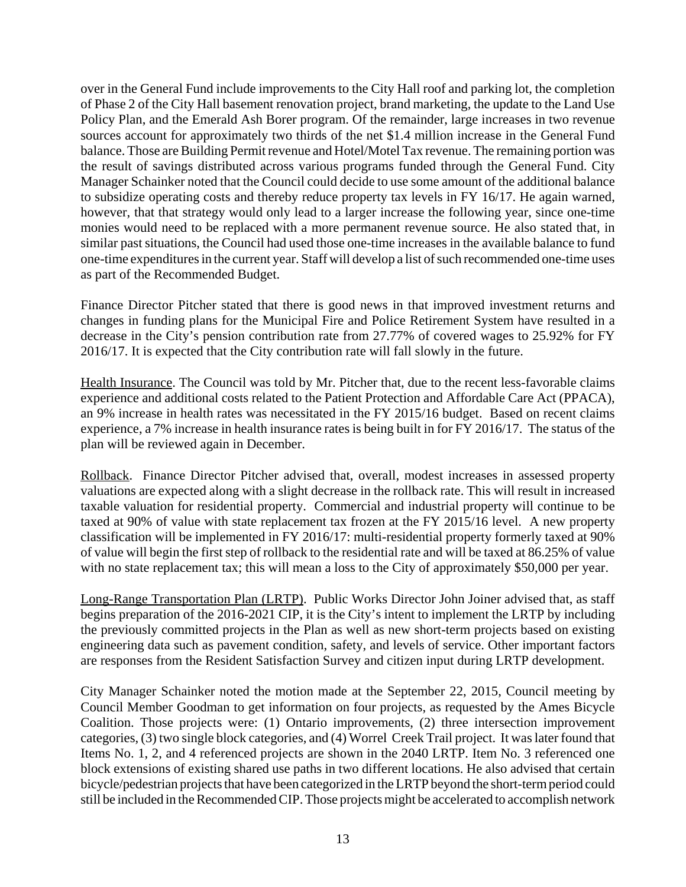over in the General Fund include improvements to the City Hall roof and parking lot, the completion of Phase 2 of the City Hall basement renovation project, brand marketing, the update to the Land Use Policy Plan, and the Emerald Ash Borer program. Of the remainder, large increases in two revenue sources account for approximately two thirds of the net $1.4 million increase in the General Fund balance. Those are Building Permit revenue and Hotel/Motel Tax revenue. The remaining portion was the result of savings distributed across various programs funded through the General Fund. City Manager Schainker noted that the Council could decide to use some amount of the additional balance to subsidize operating costs and thereby reduce property tax levels in FY 16/17. He again warned, however, that that strategy would only lead to a larger increase the following year, since one-time monies would need to be replaced with a more permanent revenue source. He also stated that, in similar past situations, the Council had used those one-time increases in the available balance to fund one-time expenditures in the current year. Staff will develop a list of such recommended one-time uses as part of the Recommended Budget.

Finance Director Pitcher stated that there is good news in that improved investment returns and changes in funding plans for the Municipal Fire and Police Retirement System have resulted in a decrease in the City's pension contribution rate from 27.77% of covered wages to 25.92% for FY 2016/17. It is expected that the City contribution rate will fall slowly in the future.

<u>Health Insurance</u>. The Council was told by Mr. Pitcher that, due to the recent less-favorable claims experience and additional costs related to the Patient Protection and Affordable Care Act (PPACA), an 9% increase in health rates was necessitated in the FY 2015/16 budget. Based on recent claims experience, a 7% increase in health insurance rates is being built in for FY 2016/17. The status of the plan will be reviewed again in December.

<u>Rollback</u>. Finance Director Pitcher advised that, overall, modest increases in assessed property valuations are expected along with a slight decrease in the rollback rate. This will result in increased taxable valuation for residential property. Commercial and industrial property will continue to be taxed at 90% of value with state replacement tax frozen at the FY 2015/16 level. A new property classification will be implemented in FY 2016/17: multi-residential property formerly taxed at 90% of value will begin the first step of rollback to the residential rate and will be taxed at 86.25% of value with no state replacement tax; this will mean a loss to the City of approximately $50,000 per year.

<u>Long-Range Transportation Plan (LRTP)</u>. Public Works Director John Joiner advised that, as staff begins preparation of the 2016-2021 CIP, it is the City's intent to implement the LRTP by including the previously committed projects in the Plan as well as new short-term projects based on existing engineering data such as pavement condition, safety, and levels of service. Other important factors are responses from the Resident Satisfaction Survey and citizen input during LRTP development.

City Manager Schainker noted the motion made at the September 22, 2015, Council meeting by Council Member Goodman to get information on four projects, as requested by the Ames Bicycle Coalition. Those projects were: (1) Ontario improvements, (2) three intersection improvement categories, (3) two single block categories, and (4) Worrel Creek Trail project. It was later found that Items No. 1, 2, and 4 referenced projects are shown in the 2040 LRTP. Item No. 3 referenced one block extensions of existing shared use paths in two different locations. He also advised that certain bicycle/pedestrian projects that have been categorized in the LRTP beyond the short-term period could still be included in the Recommended CIP. Those projects might be accelerated to accomplish network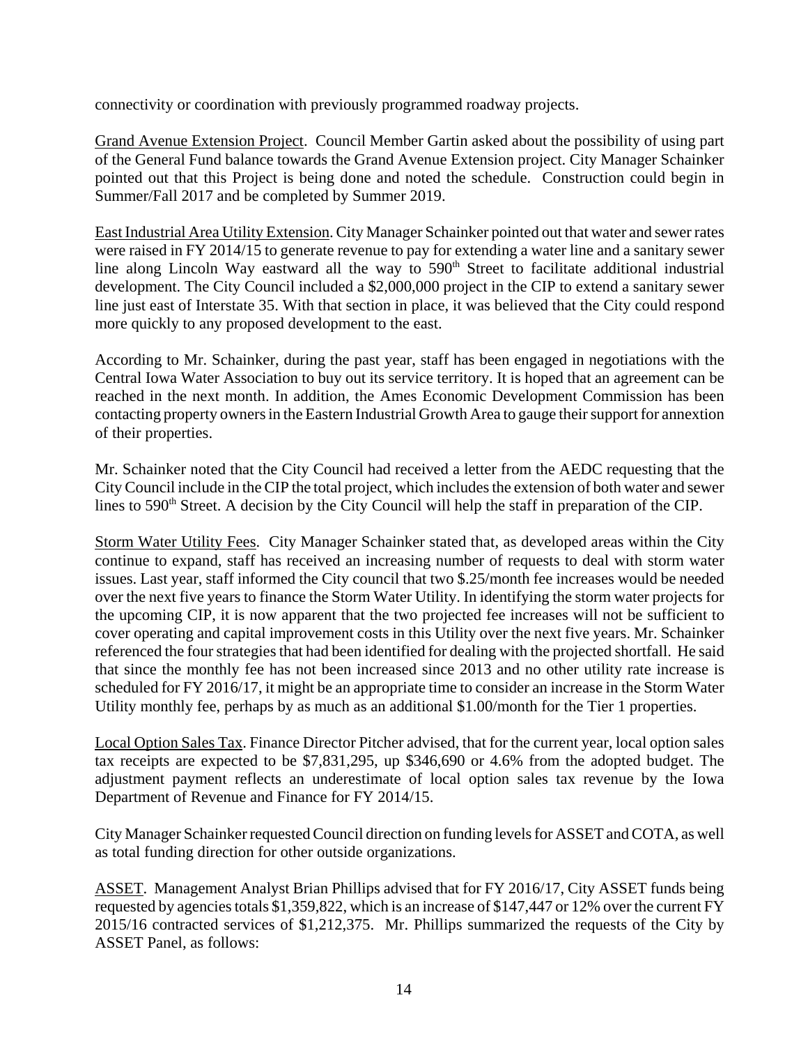connectivity or coordination with previously programmed roadway projects.

Grand Avenue Extension Project. Council Member Gartin asked about the possibility of using part of the General Fund balance towards the Grand Avenue Extension project. City Manager Schainker pointed out that this Project is being done and noted the schedule. Construction could begin in Summer/Fall 2017 and be completed by Summer 2019.

East Industrial Area Utility Extension. City Manager Schainker pointed out that water and sewer rates were raised in FY 2014/15 to generate revenue to pay for extending a water line and a sanitary sewer line along Lincoln Way eastward all the way to 590th Street to facilitate additional industrial development. The City Council included a $2,000,000 project in the CIP to extend a sanitary sewer line just east of Interstate 35. With that section in place, it was believed that the City could respond more quickly to any proposed development to the east.

According to Mr. Schainker, during the past year, staff has been engaged in negotiations with the Central Iowa Water Association to buy out its service territory. It is hoped that an agreement can be reached in the next month. In addition, the Ames Economic Development Commission has been contacting property owners in the Eastern Industrial Growth Area to gauge their support for annextion of their properties.

Mr. Schainker noted that the City Council had received a letter from the AEDC requesting that the City Council include in the CIP the total project, which includes the extension of both water and sewer lines to 590th Street. A decision by the City Council will help the staff in preparation of the CIP.

Storm Water Utility Fees. City Manager Schainker stated that, as developed areas within the City continue to expand, staff has received an increasing number of requests to deal with storm water issues. Last year, staff informed the City council that two $.25/month fee increases would be needed over the next five years to finance the Storm Water Utility. In identifying the storm water projects for the upcoming CIP, it is now apparent that the two projected fee increases will not be sufficient to cover operating and capital improvement costs in this Utility over the next five years. Mr. Schainker referenced the four strategies that had been identified for dealing with the projected shortfall. He said that since the monthly fee has not been increased since 2013 and no other utility rate increase is scheduled for FY 2016/17, it might be an appropriate time to consider an increase in the Storm Water Utility monthly fee, perhaps by as much as an additional $1.00/month for the Tier 1 properties.

Local Option Sales Tax. Finance Director Pitcher advised, that for the current year, local option sales tax receipts are expected to be $7,831,295, up $346,690 or 4.6% from the adopted budget. The adjustment payment reflects an underestimate of local option sales tax revenue by the Iowa Department of Revenue and Finance for FY 2014/15.

City Manager Schainker requested Council direction on funding levels for ASSET and COTA, as well as total funding direction for other outside organizations.

ASSET. Management Analyst Brian Phillips advised that for FY 2016/17, City ASSET funds being requested by agencies totals $1,359,822, which is an increase of $147,447 or 12% over the current FY 2015/16 contracted services of $1,212,375. Mr. Phillips summarized the requests of the City by ASSET Panel, as follows: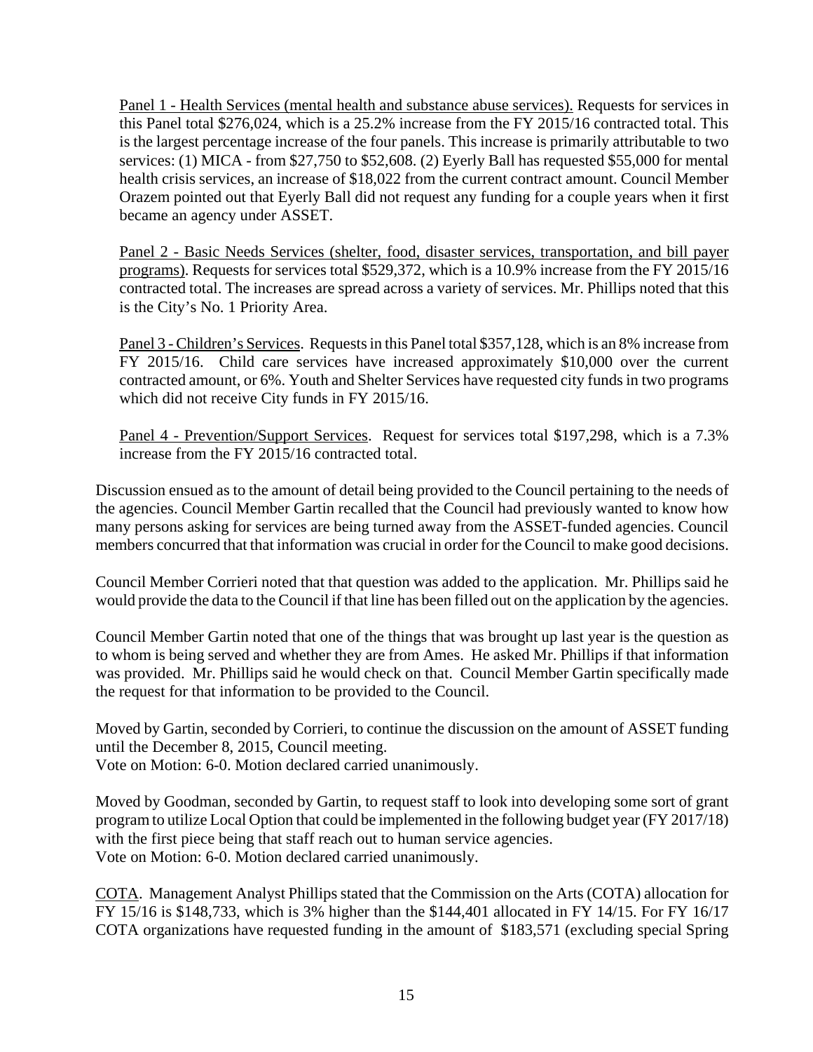Panel 1 - Health Services (mental health and substance abuse services). Requests for services in this Panel total $276,024, which is a 25.2% increase from the FY 2015/16 contracted total. This is the largest percentage increase of the four panels. This increase is primarily attributable to two services: (1) MICA - from $27,750 to $52,608. (2) Eyerly Ball has requested $55,000 for mental health crisis services, an increase of $18,022 from the current contract amount. Council Member Orazem pointed out that Eyerly Ball did not request any funding for a couple years when it first became an agency under ASSET.

Panel 2 - Basic Needs Services (shelter, food, disaster services, transportation, and bill payer programs). Requests for services total $529,372, which is a 10.9% increase from the FY 2015/16 contracted total. The increases are spread across a variety of services. Mr. Phillips noted that this is the City's No. 1 Priority Area.

Panel 3 - Children's Services. Requests in this Panel total $357,128, which is an 8% increase from FY 2015/16. Child care services have increased approximately $10,000 over the current contracted amount, or 6%. Youth and Shelter Services have requested city funds in two programs which did not receive City funds in FY 2015/16.

Panel 4 - Prevention/Support Services. Request for services total $197,298, which is a 7.3% increase from the FY 2015/16 contracted total.

Discussion ensued as to the amount of detail being provided to the Council pertaining to the needs of the agencies. Council Member Gartin recalled that the Council had previously wanted to know how many persons asking for services are being turned away from the ASSET-funded agencies. Council members concurred that that information was crucial in order for the Council to make good decisions.

Council Member Corrieri noted that that question was added to the application. Mr. Phillips said he would provide the data to the Council if that line has been filled out on the application by the agencies.

Council Member Gartin noted that one of the things that was brought up last year is the question as to whom is being served and whether they are from Ames. He asked Mr. Phillips if that information was provided. Mr. Phillips said he would check on that. Council Member Gartin specifically made the request for that information to be provided to the Council.

Moved by Gartin, seconded by Corrieri, to continue the discussion on the amount of ASSET funding until the December 8, 2015, Council meeting.
Vote on Motion: 6-0. Motion declared carried unanimously.

Moved by Goodman, seconded by Gartin, to request staff to look into developing some sort of grant program to utilize Local Option that could be implemented in the following budget year (FY 2017/18) with the first piece being that staff reach out to human service agencies.
Vote on Motion: 6-0. Motion declared carried unanimously.

COTA. Management Analyst Phillips stated that the Commission on the Arts (COTA) allocation for FY 15/16 is $148,733, which is 3% higher than the $144,401 allocated in FY 14/15. For FY 16/17 COTA organizations have requested funding in the amount of $183,571 (excluding special Spring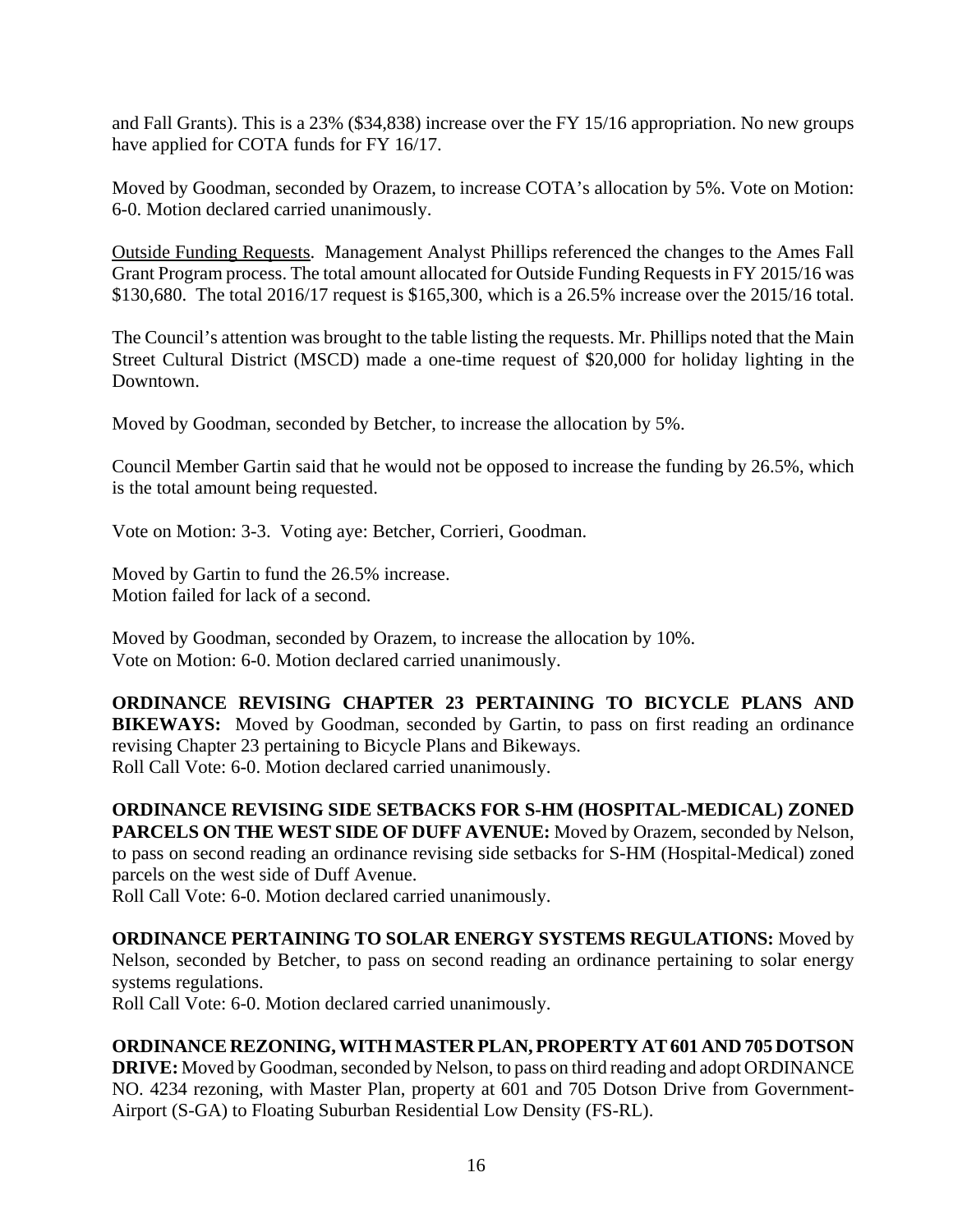and Fall Grants). This is a 23% ($34,838) increase over the FY 15/16 appropriation. No new groups have applied for COTA funds for FY 16/17.

Moved by Goodman, seconded by Orazem, to increase COTA's allocation by 5%. Vote on Motion: 6-0. Motion declared carried unanimously.

Outside Funding Requests. Management Analyst Phillips referenced the changes to the Ames Fall Grant Program process. The total amount allocated for Outside Funding Requests in FY 2015/16 was $130,680. The total 2016/17 request is $165,300, which is a 26.5% increase over the 2015/16 total.

The Council's attention was brought to the table listing the requests. Mr. Phillips noted that the Main Street Cultural District (MSCD) made a one-time request of $20,000 for holiday lighting in the Downtown.

Moved by Goodman, seconded by Betcher, to increase the allocation by 5%.

Council Member Gartin said that he would not be opposed to increase the funding by 26.5%, which is the total amount being requested.

Vote on Motion: 3-3. Voting aye: Betcher, Corrieri, Goodman.

Moved by Gartin to fund the 26.5% increase.
Motion failed for lack of a second.

Moved by Goodman, seconded by Orazem, to increase the allocation by 10%.
Vote on Motion: 6-0. Motion declared carried unanimously.

**ORDINANCE REVISING CHAPTER 23 PERTAINING TO BICYCLE PLANS AND BIKEWAYS:** Moved by Goodman, seconded by Gartin, to pass on first reading an ordinance revising Chapter 23 pertaining to Bicycle Plans and Bikeways.
Roll Call Vote: 6-0. Motion declared carried unanimously.

**ORDINANCE REVISING SIDE SETBACKS FOR S-HM (HOSPITAL-MEDICAL) ZONED PARCELS ON THE WEST SIDE OF DUFF AVENUE:** Moved by Orazem, seconded by Nelson, to pass on second reading an ordinance revising side setbacks for S-HM (Hospital-Medical) zoned parcels on the west side of Duff Avenue.
Roll Call Vote: 6-0. Motion declared carried unanimously.

**ORDINANCE PERTAINING TO SOLAR ENERGY SYSTEMS REGULATIONS:** Moved by Nelson, seconded by Betcher, to pass on second reading an ordinance pertaining to solar energy systems regulations.
Roll Call Vote: 6-0. Motion declared carried unanimously.

**ORDINANCE REZONING, WITH MASTER PLAN, PROPERTY AT 601 AND 705 DOTSON DRIVE:** Moved by Goodman, seconded by Nelson, to pass on third reading and adopt ORDINANCE NO. 4234 rezoning, with Master Plan, property at 601 and 705 Dotson Drive from Government-Airport (S-GA) to Floating Suburban Residential Low Density (FS-RL).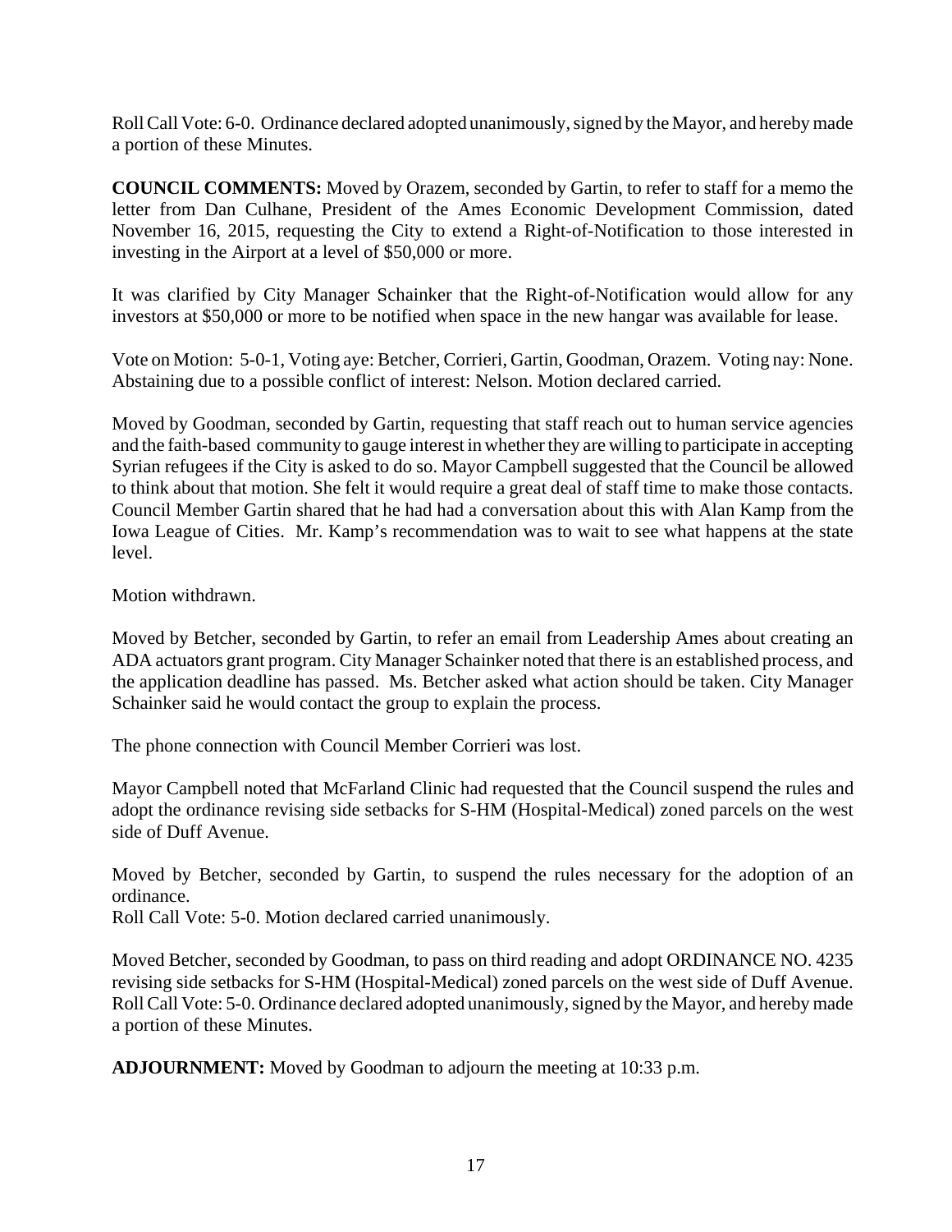Roll Call Vote: 6-0. Ordinance declared adopted unanimously, signed by the Mayor, and hereby made a portion of these Minutes.

**COUNCIL COMMENTS:** Moved by Orazem, seconded by Gartin, to refer to staff for a memo the letter from Dan Culhane, President of the Ames Economic Development Commission, dated November 16, 2015, requesting the City to extend a Right-of-Notification to those interested in investing in the Airport at a level of $50,000 or more.

It was clarified by City Manager Schainker that the Right-of-Notification would allow for any investors at $50,000 or more to be notified when space in the new hangar was available for lease.

Vote on Motion: 5-0-1, Voting aye: Betcher, Corrieri, Gartin, Goodman, Orazem. Voting nay: None. Abstaining due to a possible conflict of interest: Nelson. Motion declared carried.

Moved by Goodman, seconded by Gartin, requesting that staff reach out to human service agencies and the faith-based community to gauge interest in whether they are willing to participate in accepting Syrian refugees if the City is asked to do so. Mayor Campbell suggested that the Council be allowed to think about that motion. She felt it would require a great deal of staff time to make those contacts. Council Member Gartin shared that he had had a conversation about this with Alan Kamp from the Iowa League of Cities. Mr. Kamp's recommendation was to wait to see what happens at the state level.

Motion withdrawn.

Moved by Betcher, seconded by Gartin, to refer an email from Leadership Ames about creating an ADA actuators grant program. City Manager Schainker noted that there is an established process, and the application deadline has passed. Ms. Betcher asked what action should be taken. City Manager Schainker said he would contact the group to explain the process.

The phone connection with Council Member Corrieri was lost.

Mayor Campbell noted that McFarland Clinic had requested that the Council suspend the rules and adopt the ordinance revising side setbacks for S-HM (Hospital-Medical) zoned parcels on the west side of Duff Avenue.

Moved by Betcher, seconded by Gartin, to suspend the rules necessary for the adoption of an ordinance.
Roll Call Vote: 5-0. Motion declared carried unanimously.

Moved Betcher, seconded by Goodman, to pass on third reading and adopt ORDINANCE NO. 4235 revising side setbacks for S-HM (Hospital-Medical) zoned parcels on the west side of Duff Avenue. Roll Call Vote: 5-0. Ordinance declared adopted unanimously, signed by the Mayor, and hereby made a portion of these Minutes.

**ADJOURNMENT:** Moved by Goodman to adjourn the meeting at 10:33 p.m.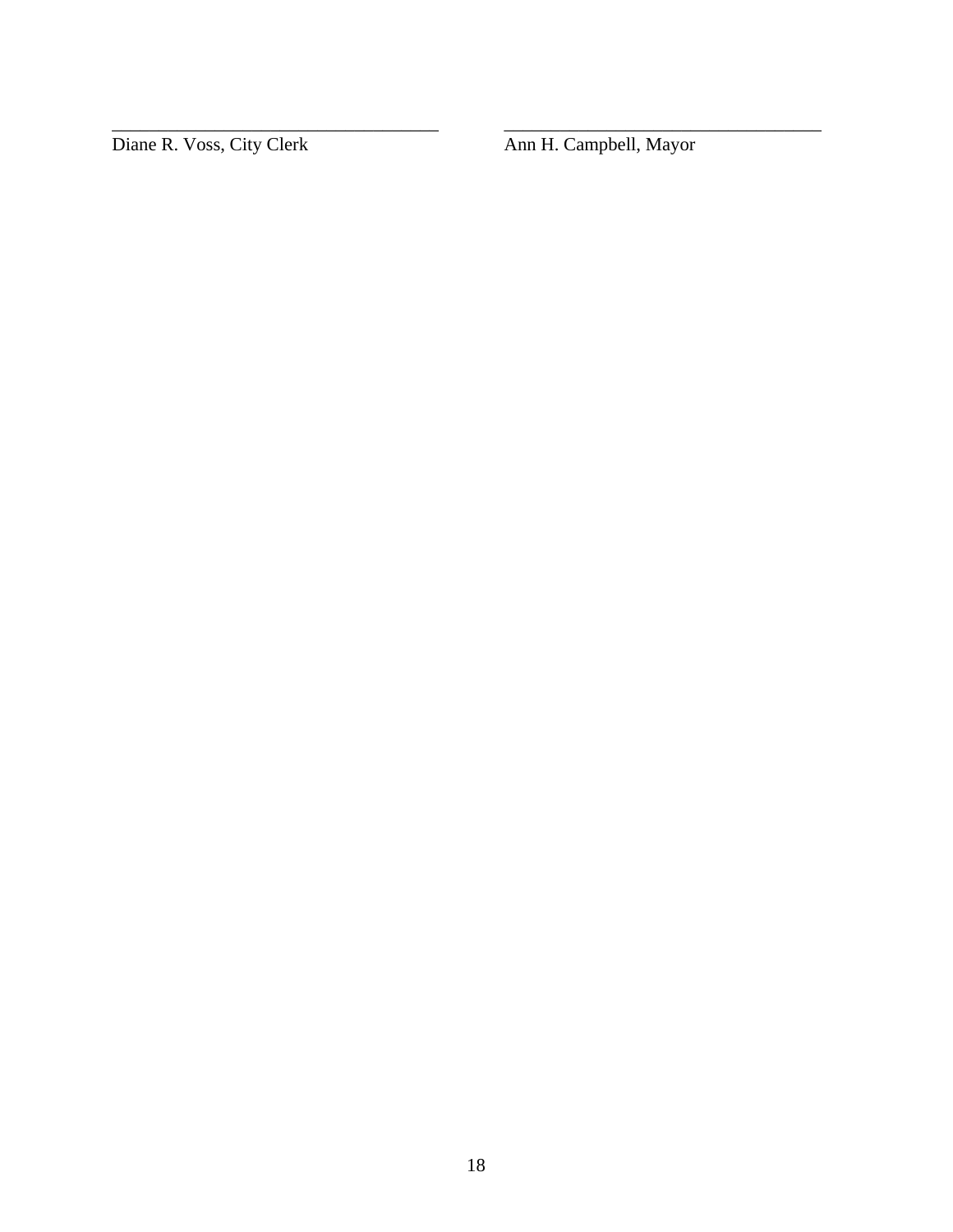\_\_\_\_\_\_\_\_\_\_\_\_\_\_\_\_\_\_\_\_\_\_\_\_\_\_\_\_\_\_\_\_\_\_\_\_ \_\_\_\_\_\_\_\_\_\_\_\_\_\_\_\_\_\_\_\_\_\_\_\_\_\_\_\_\_\_\_\_\_\_\_\_

Diane R. Voss, City Clerk Ann H. Campbell, Mayor